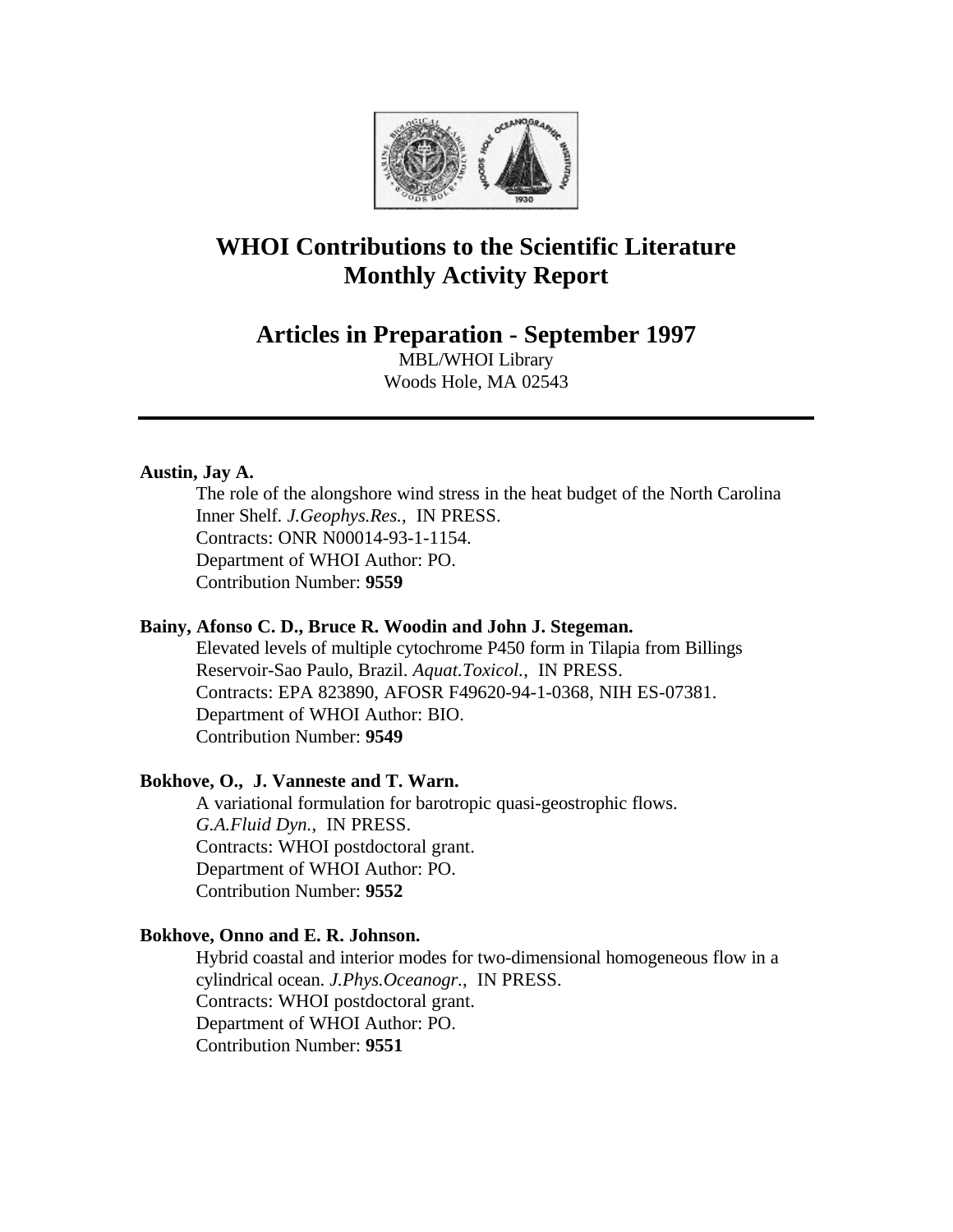# WHOI Contributions to the Scientific Literature
# Monthly Activity Report

## Articles in Preparation - September 1997

MBL/WHOI Library
Woods Hole, MA 02543

---

**Austin, Jay A.**

The role of the alongshore wind stress in the heat budget of the North Carolina Inner Shelf. *J.Geophys.Res.*, IN PRESS.
Contracts: ONR N00014-93-1-1154.
Department of WHOI Author: PO.
Contribution Number: **9559**

**Bainy, Afonso C. D., Bruce R. Woodin and John J. Stegeman.**

Elevated levels of multiple cytochrome P450 form in Tilapia from Billings Reservoir-Sao Paulo, Brazil. *Aquat.Toxicol.*, IN PRESS.
Contracts: EPA 823890, AFOSR F49620-94-1-0368, NIH ES-07381.
Department of WHOI Author: BIO.
Contribution Number: **9549**

**Bokhove, O., J. Vanneste and T. Warn.**

A variational formulation for barotropic quasi-geostrophic flows. *G.A.Fluid Dyn.*, IN PRESS.
Contracts: WHOI postdoctoral grant.
Department of WHOI Author: PO.
Contribution Number: **9552**

**Bokhove, Onno and E. R. Johnson.**

Hybrid coastal and interior modes for two-dimensional homogeneous flow in a cylindrical ocean. *J.Phys.Oceanogr.*, IN PRESS.
Contracts: WHOI postdoctoral grant.
Department of WHOI Author: PO.
Contribution Number: **9551**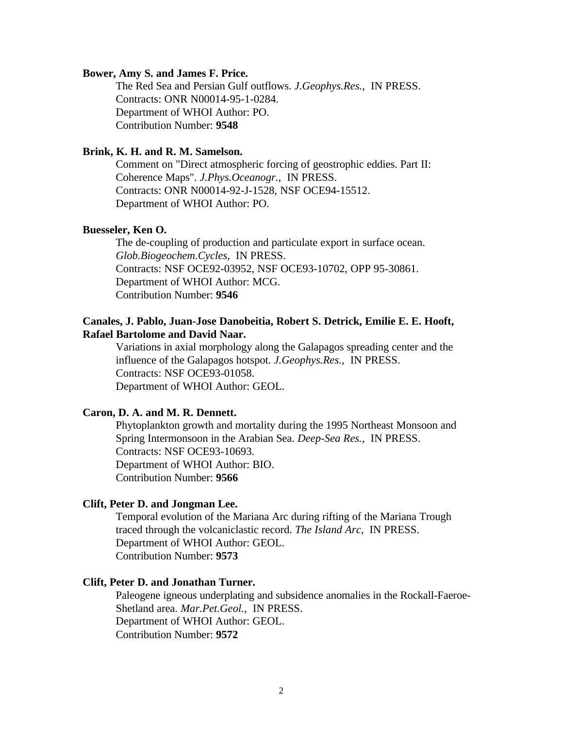**Bower, Amy S. and James F. Price.**

The Red Sea and Persian Gulf outflows. *J.Geophys.Res.*, IN PRESS.
Contracts: ONR N00014-95-1-0284.
Department of WHOI Author: PO.
Contribution Number: **9548**

**Brink, K. H. and R. M. Samelson.**

Comment on "Direct atmospheric forcing of geostrophic eddies. Part II: Coherence Maps". *J.Phys.Oceanogr.*, IN PRESS.
Contracts: ONR N00014-92-J-1528, NSF OCE94-15512.
Department of WHOI Author: PO.

**Buesseler, Ken O.**

The de-coupling of production and particulate export in surface ocean. *Glob.Biogeochem.Cycles*, IN PRESS.
Contracts: NSF OCE92-03952, NSF OCE93-10702, OPP 95-30861.
Department of WHOI Author: MCG.
Contribution Number: **9546**

**Canales, J. Pablo, Juan-Jose Danobeitia, Robert S. Detrick, Emilie E. E. Hooft, Rafael Bartolome and David Naar.**

Variations in axial morphology along the Galapagos spreading center and the influence of the Galapagos hotspot. *J.Geophys.Res.*, IN PRESS.
Contracts: NSF OCE93-01058.
Department of WHOI Author: GEOL.

**Caron, D. A. and M. R. Dennett.**

Phytoplankton growth and mortality during the 1995 Northeast Monsoon and Spring Intermonsoon in the Arabian Sea. *Deep-Sea Res.*, IN PRESS.
Contracts: NSF OCE93-10693.
Department of WHOI Author: BIO.
Contribution Number: **9566**

**Clift, Peter D. and Jongman Lee.**

Temporal evolution of the Mariana Arc during rifting of the Mariana Trough traced through the volcaniclastic record. *The Island Arc*, IN PRESS.
Department of WHOI Author: GEOL.
Contribution Number: **9573**

**Clift, Peter D. and Jonathan Turner.**

Paleogene igneous underplating and subsidence anomalies in the Rockall-Faeroe-Shetland area. *Mar.Pet.Geol.*, IN PRESS.
Department of WHOI Author: GEOL.
Contribution Number: **9572**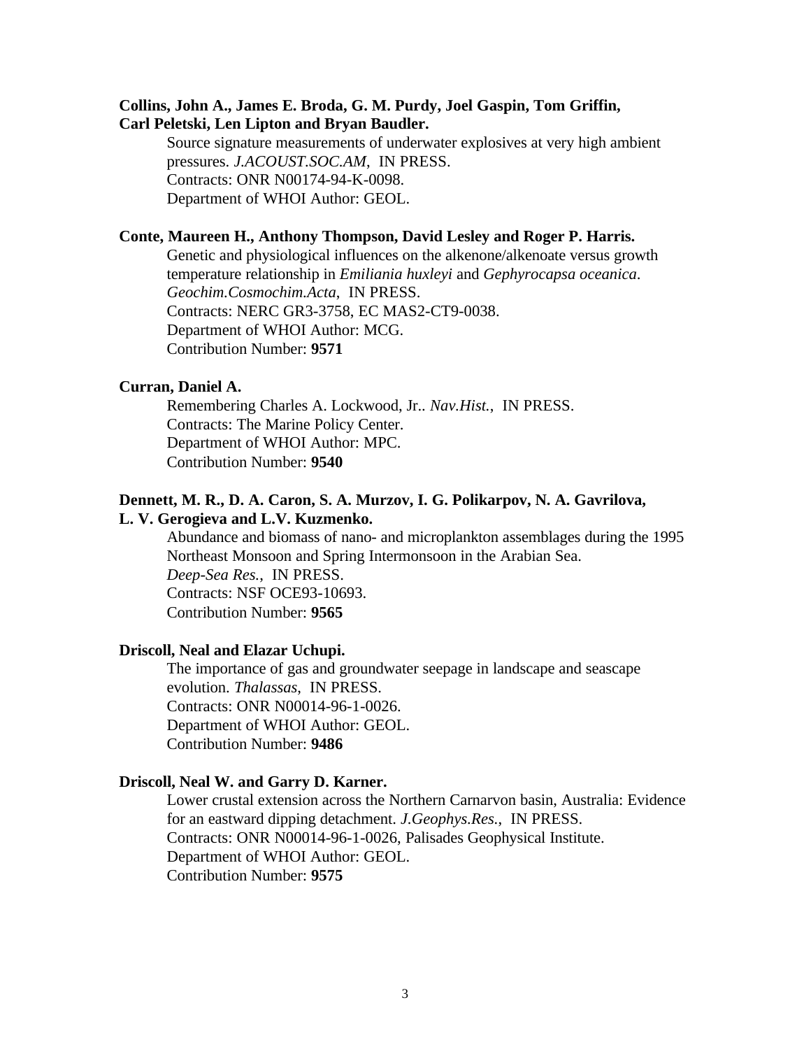**Collins, John A., James E. Broda, G. M. Purdy, Joel Gaspin, Tom Griffin, Carl Peletski, Len Lipton and Bryan Baudler.**

Source signature measurements of underwater explosives at very high ambient pressures. *J.ACOUST.SOC.AM*, IN PRESS.
Contracts: ONR N00174-94-K-0098.
Department of WHOI Author: GEOL.

**Conte, Maureen H., Anthony Thompson, David Lesley and Roger P. Harris.**

Genetic and physiological influences on the alkenone/alkenoate versus growth temperature relationship in *Emiliania huxleyi* and *Gephyrocapsa oceanica*. *Geochim.Cosmochim.Acta*, IN PRESS.
Contracts: NERC GR3-3758, EC MAS2-CT9-0038.
Department of WHOI Author: MCG.
Contribution Number: **9571**

**Curran, Daniel A.**

Remembering Charles A. Lockwood, Jr.. *Nav.Hist.*, IN PRESS.
Contracts: The Marine Policy Center.
Department of WHOI Author: MPC.
Contribution Number: **9540**

**Dennett, M. R., D. A. Caron, S. A. Murzov, I. G. Polikarpov, N. A. Gavrilova, L. V. Gerogieva and L.V. Kuzmenko.**

Abundance and biomass of nano- and microplankton assemblages during the 1995 Northeast Monsoon and Spring Intermonsoon in the Arabian Sea. *Deep-Sea Res.*, IN PRESS.
Contracts: NSF OCE93-10693.
Contribution Number: **9565**

**Driscoll, Neal and Elazar Uchupi.**

The importance of gas and groundwater seepage in landscape and seascape evolution. *Thalassas*, IN PRESS.
Contracts: ONR N00014-96-1-0026.
Department of WHOI Author: GEOL.
Contribution Number: **9486**

**Driscoll, Neal W. and Garry D. Karner.**

Lower crustal extension across the Northern Carnarvon basin, Australia: Evidence for an eastward dipping detachment. *J.Geophys.Res.*, IN PRESS.
Contracts: ONR N00014-96-1-0026, Palisades Geophysical Institute.
Department of WHOI Author: GEOL.
Contribution Number: **9575**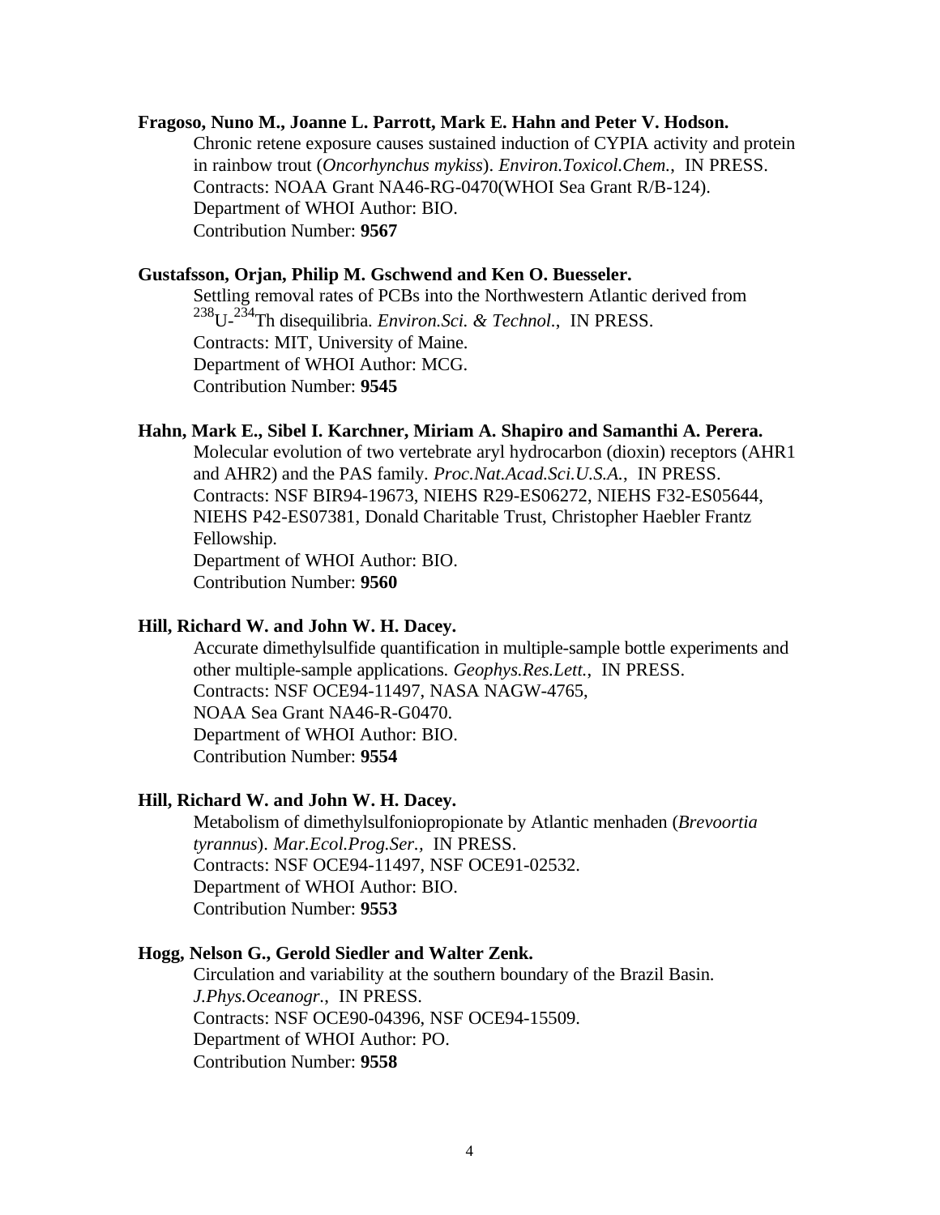**Fragoso, Nuno M., Joanne L. Parrott, Mark E. Hahn and Peter V. Hodson.**

Chronic retene exposure causes sustained induction of CYPIA activity and protein in rainbow trout (*Oncorhynchus mykiss*). *Environ.Toxicol.Chem.*, IN PRESS.
Contracts: NOAA Grant NA46-RG-0470(WHOI Sea Grant R/B-124).
Department of WHOI Author: BIO.
Contribution Number: **9567**

**Gustafsson, Orjan, Philip M. Gschwend and Ken O. Buesseler.**

Settling removal rates of PCBs into the Northwestern Atlantic derived from $^{238}U$-$^{234}Th$ disequilibria. *Environ.Sci. & Technol.*, IN PRESS.
Contracts: MIT, University of Maine.
Department of WHOI Author: MCG.
Contribution Number: **9545**

**Hahn, Mark E., Sibel I. Karchner, Miriam A. Shapiro and Samanthi A. Perera.**

Molecular evolution of two vertebrate aryl hydrocarbon (dioxin) receptors (AHR1 and AHR2) and the PAS family. *Proc.Nat.Acad.Sci.U.S.A.*, IN PRESS.
Contracts: NSF BIR94-19673, NIEHS R29-ES06272, NIEHS F32-ES05644, NIEHS P42-ES07381, Donald Charitable Trust, Christopher Haebler Frantz Fellowship.
Department of WHOI Author: BIO.
Contribution Number: **9560**

**Hill, Richard W. and John W. H. Dacey.**

Accurate dimethylsulfide quantification in multiple-sample bottle experiments and other multiple-sample applications. *Geophys.Res.Lett.*, IN PRESS.
Contracts: NSF OCE94-11497, NASA NAGW-4765,
NOAA Sea Grant NA46-R-G0470.
Department of WHOI Author: BIO.
Contribution Number: **9554**

**Hill, Richard W. and John W. H. Dacey.**

Metabolism of dimethylsulfoniopropionate by Atlantic menhaden (*Brevoortia tyrannus*). *Mar.Ecol.Prog.Ser.*, IN PRESS.
Contracts: NSF OCE94-11497, NSF OCE91-02532.
Department of WHOI Author: BIO.
Contribution Number: **9553**

**Hogg, Nelson G., Gerold Siedler and Walter Zenk.**

Circulation and variability at the southern boundary of the Brazil Basin. *J.Phys.Oceanogr.*, IN PRESS.
Contracts: NSF OCE90-04396, NSF OCE94-15509.
Department of WHOI Author: PO.
Contribution Number: **9558**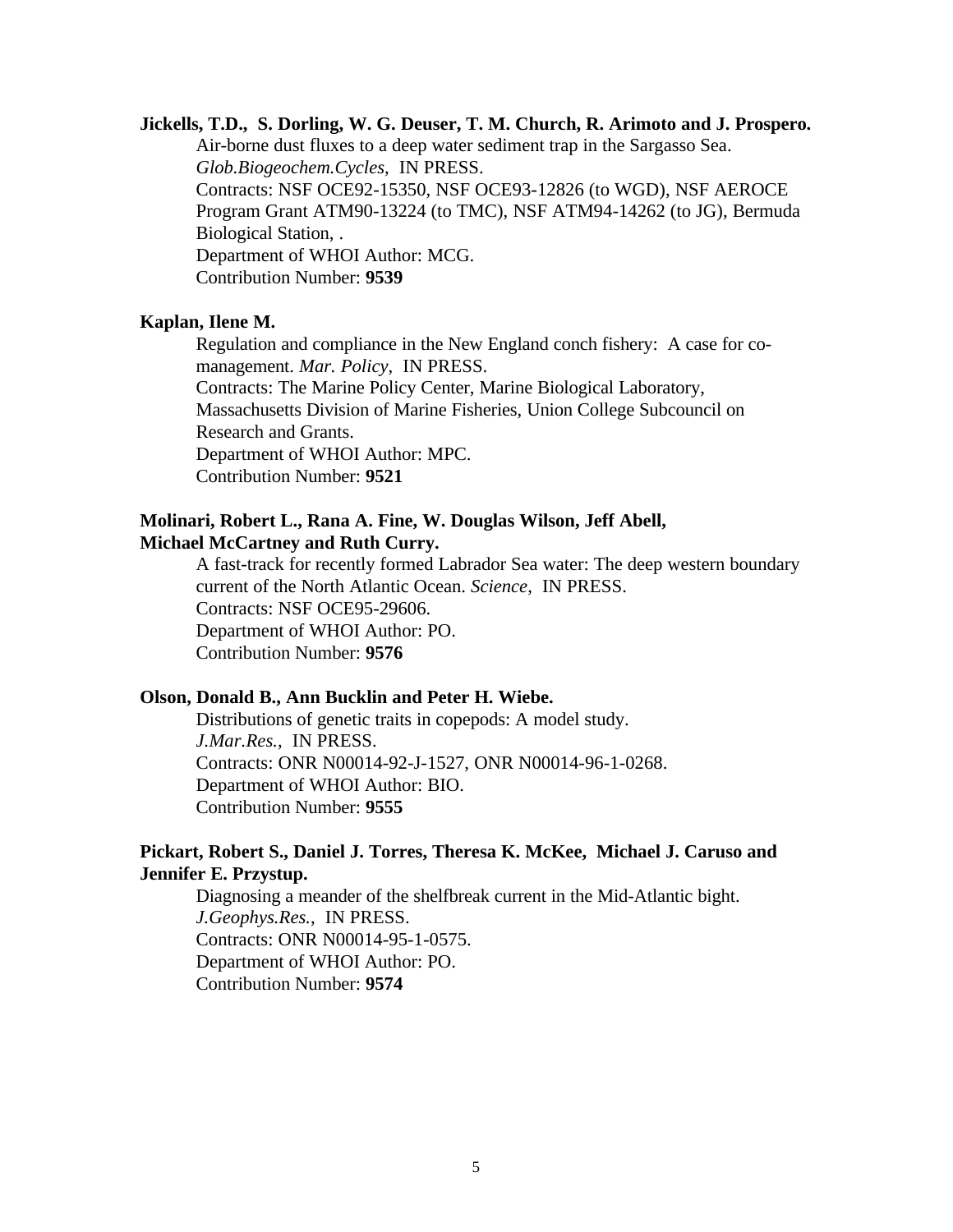**Jickells, T.D., S. Dorling, W. G. Deuser, T. M. Church, R. Arimoto and J. Prospero.**

Air-borne dust fluxes to a deep water sediment trap in the Sargasso Sea. *Glob.Biogeochem.Cycles*, IN PRESS.
Contracts: NSF OCE92-15350, NSF OCE93-12826 (to WGD), NSF AEROCE Program Grant ATM90-13224 (to TMC), NSF ATM94-14262 (to JG), Bermuda Biological Station, .
Department of WHOI Author: MCG.
Contribution Number: **9539**

**Kaplan, Ilene M.**

Regulation and compliance in the New England conch fishery: A case for co-management. *Mar. Policy*, IN PRESS.
Contracts: The Marine Policy Center, Marine Biological Laboratory, Massachusetts Division of Marine Fisheries, Union College Subcouncil on Research and Grants.
Department of WHOI Author: MPC.
Contribution Number: **9521**

**Molinari, Robert L., Rana A. Fine, W. Douglas Wilson, Jeff Abell, Michael McCartney and Ruth Curry.**

A fast-track for recently formed Labrador Sea water: The deep western boundary current of the North Atlantic Ocean. *Science*, IN PRESS.
Contracts: NSF OCE95-29606.
Department of WHOI Author: PO.
Contribution Number: **9576**

**Olson, Donald B., Ann Bucklin and Peter H. Wiebe.**

Distributions of genetic traits in copepods: A model study. *J.Mar.Res.*, IN PRESS.
Contracts: ONR N00014-92-J-1527, ONR N00014-96-1-0268.
Department of WHOI Author: BIO.
Contribution Number: **9555**

**Pickart, Robert S., Daniel J. Torres, Theresa K. McKee, Michael J. Caruso and Jennifer E. Przystup.**

Diagnosing a meander of the shelfbreak current in the Mid-Atlantic bight. *J.Geophys.Res.*, IN PRESS.
Contracts: ONR N00014-95-1-0575.
Department of WHOI Author: PO.
Contribution Number: **9574**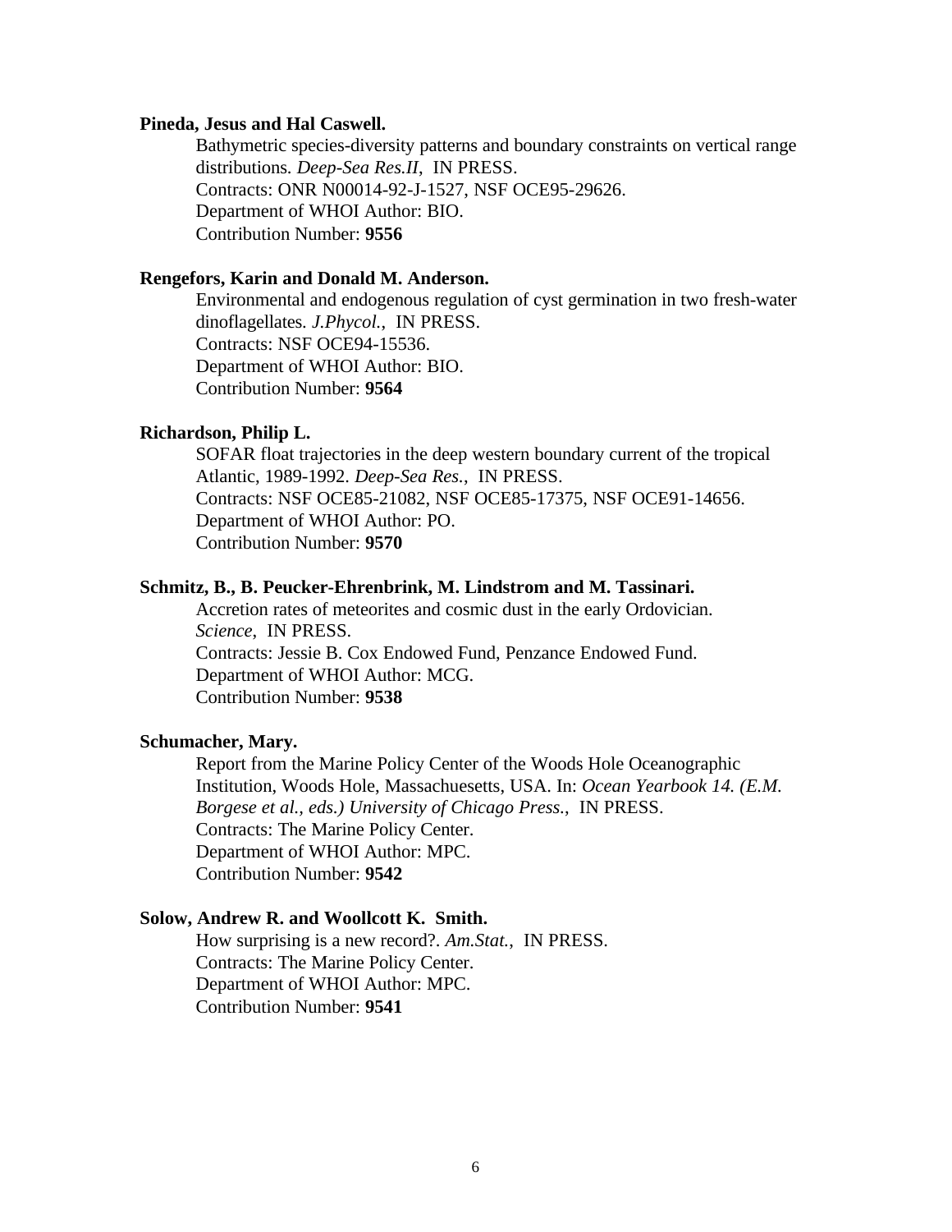**Pineda, Jesus and Hal Caswell.**

Bathymetric species-diversity patterns and boundary constraints on vertical range distributions. *Deep-Sea Res.II*, IN PRESS.
Contracts: ONR N00014-92-J-1527, NSF OCE95-29626.
Department of WHOI Author: BIO.
Contribution Number: **9556**

**Rengefors, Karin and Donald M. Anderson.**

Environmental and endogenous regulation of cyst germination in two fresh-water dinoflagellates. *J.Phycol.*, IN PRESS.
Contracts: NSF OCE94-15536.
Department of WHOI Author: BIO.
Contribution Number: **9564**

**Richardson, Philip L.**

SOFAR float trajectories in the deep western boundary current of the tropical Atlantic, 1989-1992. *Deep-Sea Res.*, IN PRESS.
Contracts: NSF OCE85-21082, NSF OCE85-17375, NSF OCE91-14656.
Department of WHOI Author: PO.
Contribution Number: **9570**

**Schmitz, B., B. Peucker-Ehrenbrink, M. Lindstrom and M. Tassinari.**

Accretion rates of meteorites and cosmic dust in the early Ordovician. *Science*, IN PRESS.
Contracts: Jessie B. Cox Endowed Fund, Penzance Endowed Fund.
Department of WHOI Author: MCG.
Contribution Number: **9538**

**Schumacher, Mary.**

Report from the Marine Policy Center of the Woods Hole Oceanographic Institution, Woods Hole, Massachuesetts, USA. In: *Ocean Yearbook 14. (E.M. Borgese et al., eds.) University of Chicago Press.*, IN PRESS.
Contracts: The Marine Policy Center.
Department of WHOI Author: MPC.
Contribution Number: **9542**

**Solow, Andrew R. and Woollcott K. Smith.**

How surprising is a new record?. *Am.Stat.*, IN PRESS.
Contracts: The Marine Policy Center.
Department of WHOI Author: MPC.
Contribution Number: **9541**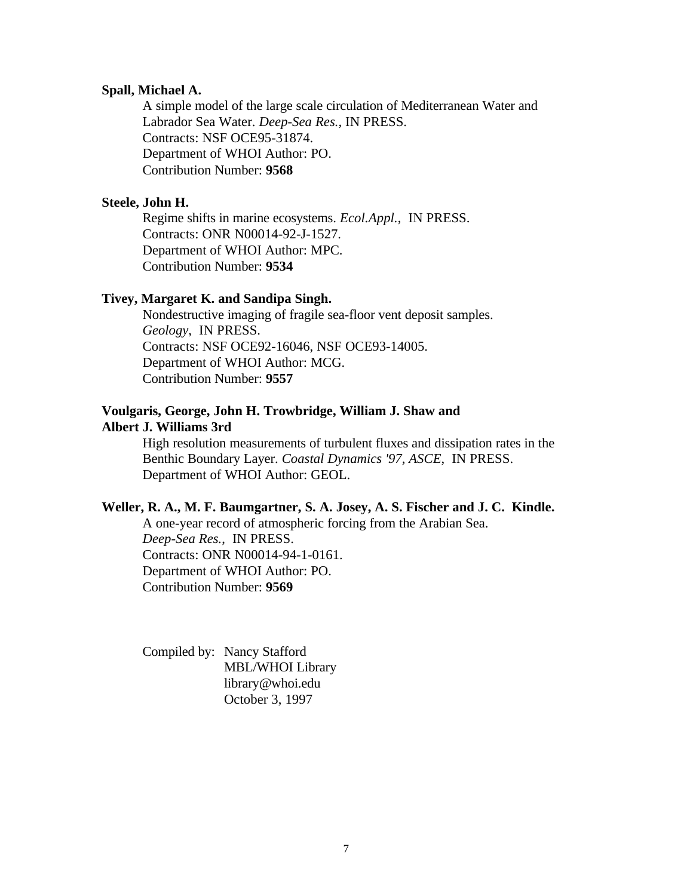**Spall, Michael A.**

A simple model of the large scale circulation of Mediterranean Water and Labrador Sea Water. *Deep-Sea Res.*, IN PRESS.
Contracts: NSF OCE95-31874.
Department of WHOI Author: PO.
Contribution Number: **9568**

**Steele, John H.**

Regime shifts in marine ecosystems. *Ecol.Appl.*, IN PRESS.
Contracts: ONR N00014-92-J-1527.
Department of WHOI Author: MPC.
Contribution Number: **9534**

**Tivey, Margaret K. and Sandipa Singh.**

Nondestructive imaging of fragile sea-floor vent deposit samples.
*Geology*, IN PRESS.
Contracts: NSF OCE92-16046, NSF OCE93-14005.
Department of WHOI Author: MCG.
Contribution Number: **9557**

**Voulgaris, George, John H. Trowbridge, William J. Shaw and Albert J. Williams 3rd**

High resolution measurements of turbulent fluxes and dissipation rates in the Benthic Boundary Layer. *Coastal Dynamics '97, ASCE*, IN PRESS.
Department of WHOI Author: GEOL.

**Weller, R. A., M. F. Baumgartner, S. A. Josey, A. S. Fischer and J. C. Kindle.**

A one-year record of atmospheric forcing from the Arabian Sea.
*Deep-Sea Res.*, IN PRESS.
Contracts: ONR N00014-94-1-0161.
Department of WHOI Author: PO.
Contribution Number: **9569**

Compiled by: Nancy Stafford
MBL/WHOI Library
library@whoi.edu
October 3, 1997